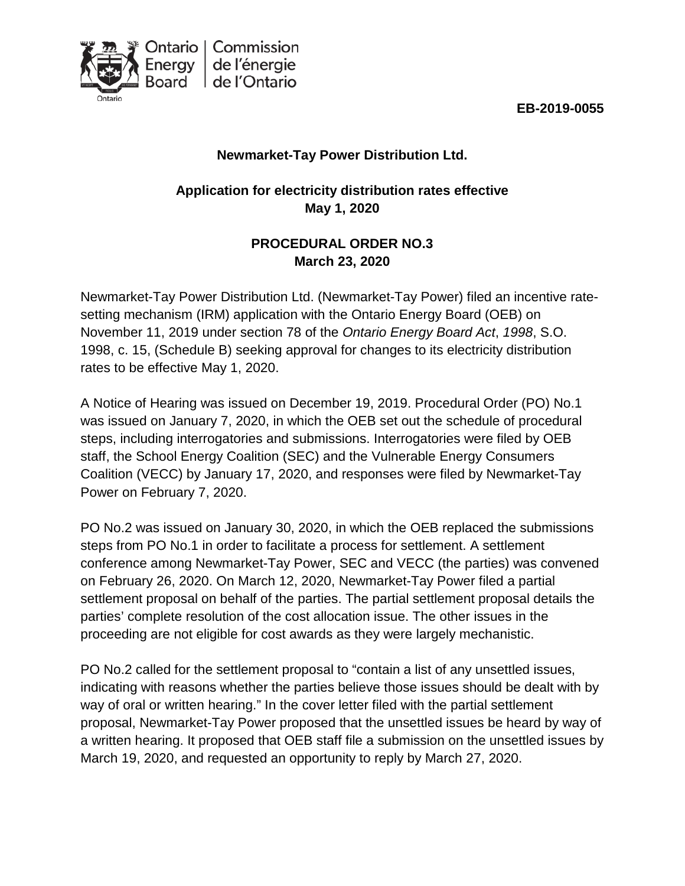**EB-2019-0055**

**Newmarket-Tay Power Distribution Ltd.**

**Application for electricity distribution rates effective May 1, 2020**

**PROCEDURAL ORDER NO.3**
**March 23, 2020**

Newmarket-Tay Power Distribution Ltd. (Newmarket-Tay Power) filed an incentive rate-setting mechanism (IRM) application with the Ontario Energy Board (OEB) on November 11, 2019 under section 78 of the *Ontario Energy Board Act*, *1998*, S.O. 1998, c. 15, (Schedule B) seeking approval for changes to its electricity distribution rates to be effective May 1, 2020.

A Notice of Hearing was issued on December 19, 2019. Procedural Order (PO) No.1 was issued on January 7, 2020, in which the OEB set out the schedule of procedural steps, including interrogatories and submissions. Interrogatories were filed by OEB staff, the School Energy Coalition (SEC) and the Vulnerable Energy Consumers Coalition (VECC) by January 17, 2020, and responses were filed by Newmarket-Tay Power on February 7, 2020.

PO No.2 was issued on January 30, 2020, in which the OEB replaced the submissions steps from PO No.1 in order to facilitate a process for settlement. A settlement conference among Newmarket-Tay Power, SEC and VECC (the parties) was convened on February 26, 2020. On March 12, 2020, Newmarket-Tay Power filed a partial settlement proposal on behalf of the parties. The partial settlement proposal details the parties' complete resolution of the cost allocation issue. The other issues in the proceeding are not eligible for cost awards as they were largely mechanistic.

PO No.2 called for the settlement proposal to "contain a list of any unsettled issues, indicating with reasons whether the parties believe those issues should be dealt with by way of oral or written hearing." In the cover letter filed with the partial settlement proposal, Newmarket-Tay Power proposed that the unsettled issues be heard by way of a written hearing. It proposed that OEB staff file a submission on the unsettled issues by March 19, 2020, and requested an opportunity to reply by March 27, 2020.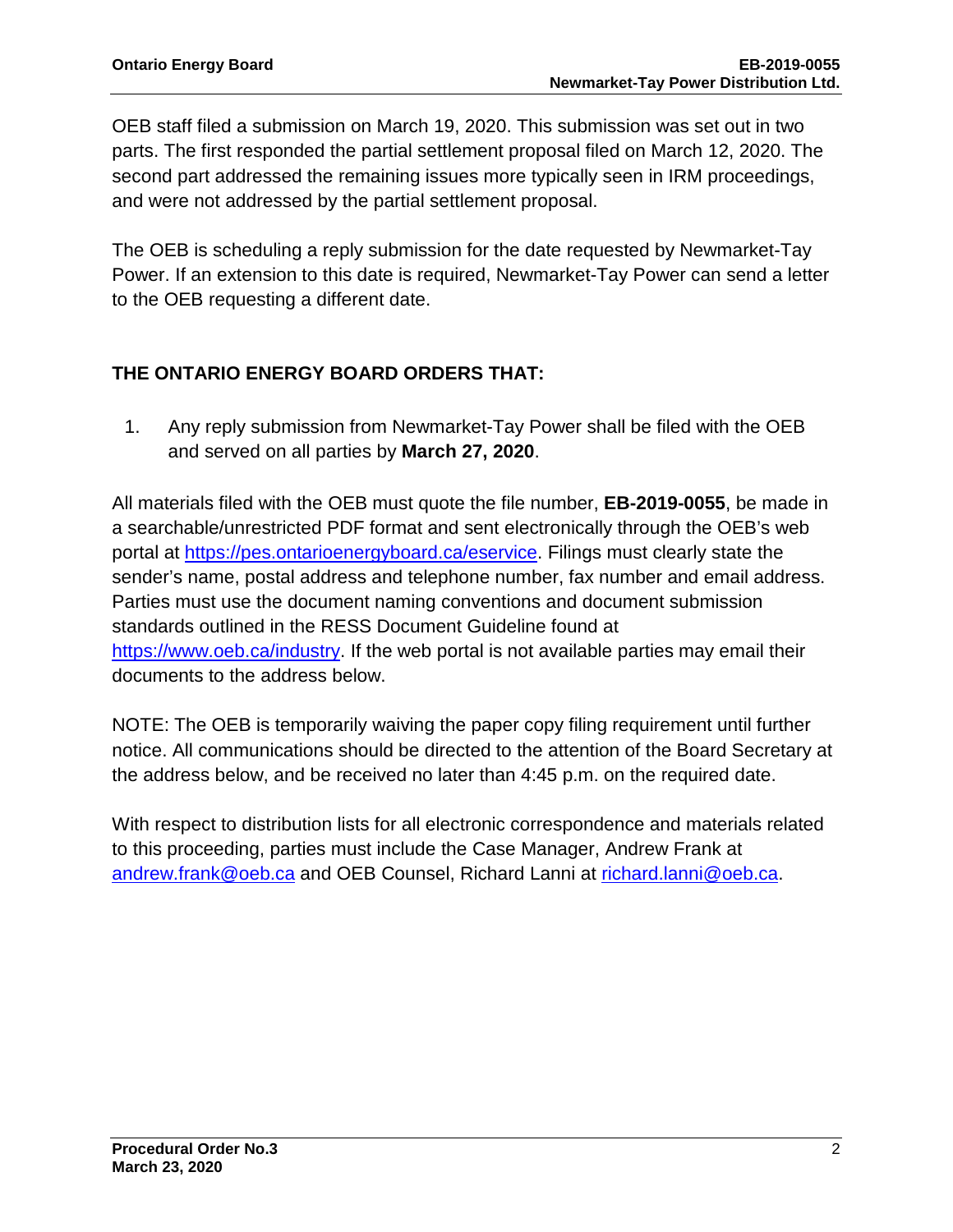OEB staff filed a submission on March 19, 2020. This submission was set out in two parts. The first responded the partial settlement proposal filed on March 12, 2020. The second part addressed the remaining issues more typically seen in IRM proceedings, and were not addressed by the partial settlement proposal.

The OEB is scheduling a reply submission for the date requested by Newmarket-Tay Power. If an extension to this date is required, Newmarket-Tay Power can send a letter to the OEB requesting a different date.

## THE ONTARIO ENERGY BOARD ORDERS THAT:

1. Any reply submission from Newmarket-Tay Power shall be filed with the OEB and served on all parties by **March 27, 2020**.

All materials filed with the OEB must quote the file number, **EB-2019-0055**, be made in a searchable/unrestricted PDF format and sent electronically through the OEB's web portal at https://pes.ontarioenergyboard.ca/eservice. Filings must clearly state the sender's name, postal address and telephone number, fax number and email address. Parties must use the document naming conventions and document submission standards outlined in the RESS Document Guideline found at https://www.oeb.ca/industry. If the web portal is not available parties may email their documents to the address below.

NOTE: The OEB is temporarily waiving the paper copy filing requirement until further notice. All communications should be directed to the attention of the Board Secretary at the address below, and be received no later than 4:45 p.m. on the required date.

With respect to distribution lists for all electronic correspondence and materials related to this proceeding, parties must include the Case Manager, Andrew Frank at andrew.frank@oeb.ca and OEB Counsel, Richard Lanni at richard.lanni@oeb.ca.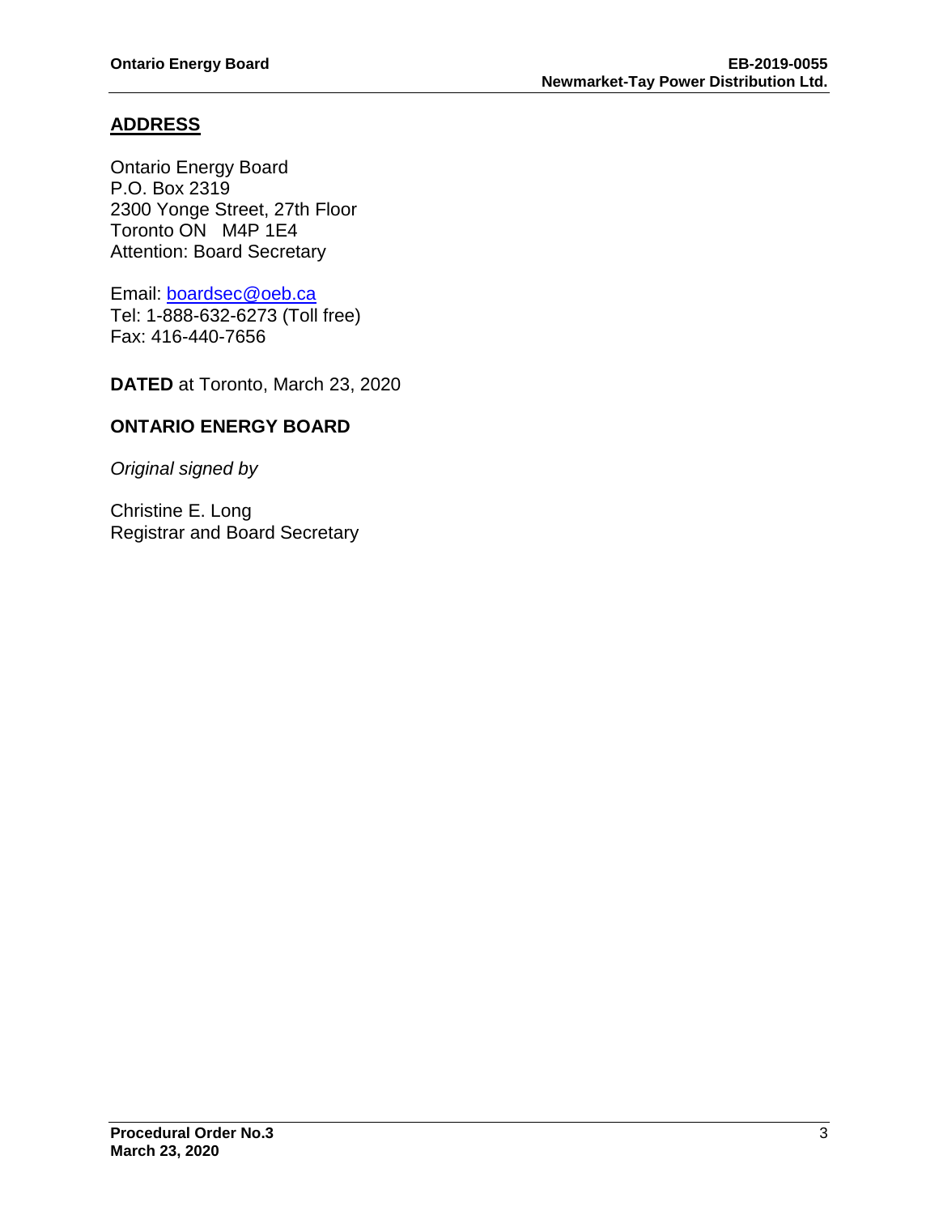## ADDRESS

Ontario Energy Board
P.O. Box 2319
2300 Yonge Street, 27th Floor
Toronto ON M4P 1E4
Attention: Board Secretary

Email: boardsec@oeb.ca
Tel: 1-888-632-6273 (Toll free)
Fax: 416-440-7656

**DATED** at Toronto, March 23, 2020

**ONTARIO ENERGY BOARD**

*Original signed by*

Christine E. Long
Registrar and Board Secretary